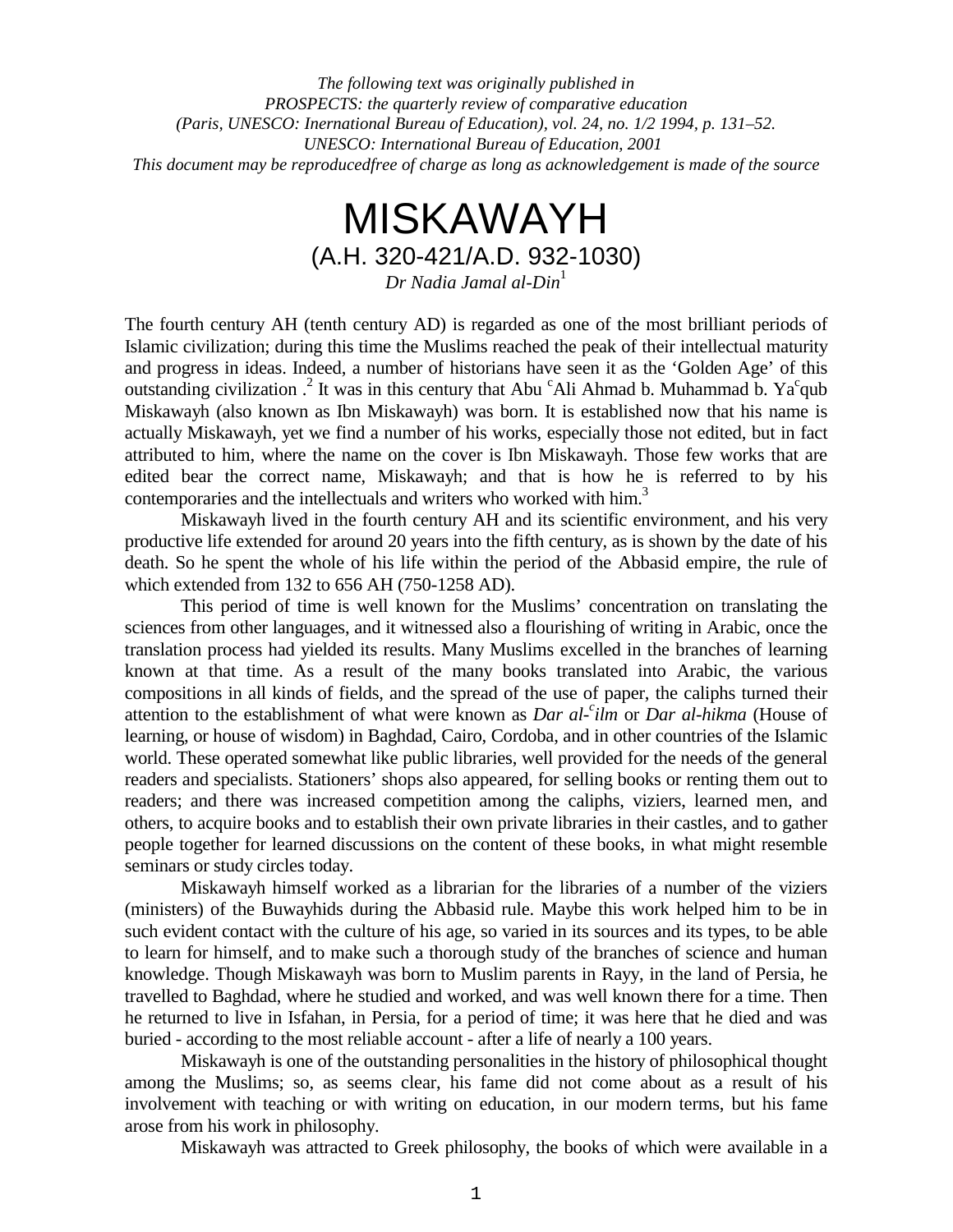*The following text was originally published in*
*PROSPECTS: the quarterly review of comparative education*
*(Paris, UNESCO: Inernational Bureau of Education), vol. 24, no. 1/2 1994, p. 131–52.*
*UNESCO: International Bureau of Education, 2001*
*This document may be reproducedfree of charge as long as acknowledgement is made of the source*

# MISKAWAYH

## (A.H. 320-421/A.D. 932-1030)

*Dr Nadia Jamal al-Din*[1]

The fourth century AH (tenth century AD) is regarded as one of the most brilliant periods of Islamic civilization; during this time the Muslims reached the peak of their intellectual maturity and progress in ideas. Indeed, a number of historians have seen it as the 'Golden Age' of this outstanding civilization .[2] It was in this century that Abu [c]Ali Ahmad b. Muhammad b. Ya[c]qub Miskawayh (also known as Ibn Miskawayh) was born. It is established now that his name is actually Miskawayh, yet we find a number of his works, especially those not edited, but in fact attributed to him, where the name on the cover is Ibn Miskawayh. Those few works that are edited bear the correct name, Miskawayh; and that is how he is referred to by his contemporaries and the intellectuals and writers who worked with him.[3]

Miskawayh lived in the fourth century AH and its scientific environment, and his very productive life extended for around 20 years into the fifth century, as is shown by the date of his death. So he spent the whole of his life within the period of the Abbasid empire, the rule of which extended from 132 to 656 AH (750-1258 AD).

This period of time is well known for the Muslims' concentration on translating the sciences from other languages, and it witnessed also a flourishing of writing in Arabic, once the translation process had yielded its results. Many Muslims excelled in the branches of learning known at that time. As a result of the many books translated into Arabic, the various compositions in all kinds of fields, and the spread of the use of paper, the caliphs turned their attention to the establishment of what were known as *Dar al-[c]ilm* or *Dar al-hikma* (House of learning, or house of wisdom) in Baghdad, Cairo, Cordoba, and in other countries of the Islamic world. These operated somewhat like public libraries, well provided for the needs of the general readers and specialists. Stationers' shops also appeared, for selling books or renting them out to readers; and there was increased competition among the caliphs, viziers, learned men, and others, to acquire books and to establish their own private libraries in their castles, and to gather people together for learned discussions on the content of these books, in what might resemble seminars or study circles today.

Miskawayh himself worked as a librarian for the libraries of a number of the viziers (ministers) of the Buwayhids during the Abbasid rule. Maybe this work helped him to be in such evident contact with the culture of his age, so varied in its sources and its types, to be able to learn for himself, and to make such a thorough study of the branches of science and human knowledge. Though Miskawayh was born to Muslim parents in Rayy, in the land of Persia, he travelled to Baghdad, where he studied and worked, and was well known there for a time. Then he returned to live in Isfahan, in Persia, for a period of time; it was here that he died and was buried - according to the most reliable account - after a life of nearly a 100 years.

Miskawayh is one of the outstanding personalities in the history of philosophical thought among the Muslims; so, as seems clear, his fame did not come about as a result of his involvement with teaching or with writing on education, in our modern terms, but his fame arose from his work in philosophy.

Miskawayh was attracted to Greek philosophy, the books of which were available in a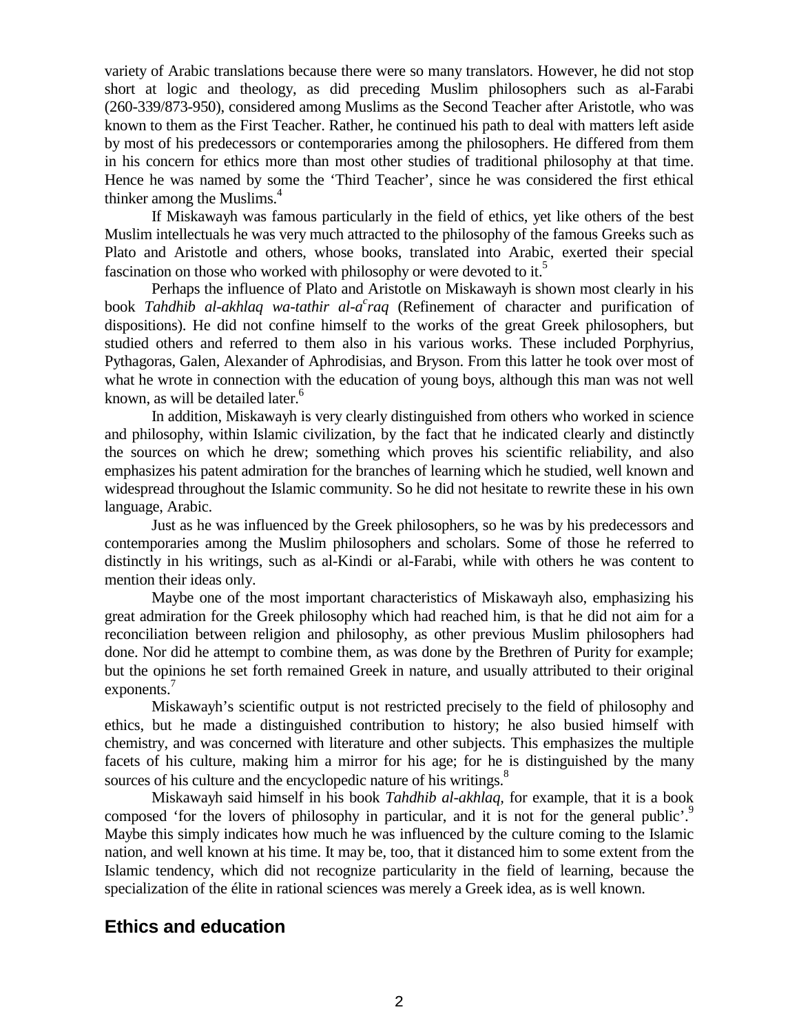variety of Arabic translations because there were so many translators. However, he did not stop short at logic and theology, as did preceding Muslim philosophers such as al-Farabi (260-339/873-950), considered among Muslims as the Second Teacher after Aristotle, who was known to them as the First Teacher. Rather, he continued his path to deal with matters left aside by most of his predecessors or contemporaries among the philosophers. He differed from them in his concern for ethics more than most other studies of traditional philosophy at that time. Hence he was named by some the 'Third Teacher', since he was considered the first ethical thinker among the Muslims.[4]

If Miskawayh was famous particularly in the field of ethics, yet like others of the best Muslim intellectuals he was very much attracted to the philosophy of the famous Greeks such as Plato and Aristotle and others, whose books, translated into Arabic, exerted their special fascination on those who worked with philosophy or were devoted to it.[5]

Perhaps the influence of Plato and Aristotle on Miskawayh is shown most clearly in his book *Tahdhib al-akhlaq wa-tathir al-a^craq* (Refinement of character and purification of dispositions). He did not confine himself to the works of the great Greek philosophers, but studied others and referred to them also in his various works. These included Porphyrius, Pythagoras, Galen, Alexander of Aphrodisias, and Bryson. From this latter he took over most of what he wrote in connection with the education of young boys, although this man was not well known, as will be detailed later.[6]

In addition, Miskawayh is very clearly distinguished from others who worked in science and philosophy, within Islamic civilization, by the fact that he indicated clearly and distinctly the sources on which he drew; something which proves his scientific reliability, and also emphasizes his patent admiration for the branches of learning which he studied, well known and widespread throughout the Islamic community. So he did not hesitate to rewrite these in his own language, Arabic.

Just as he was influenced by the Greek philosophers, so he was by his predecessors and contemporaries among the Muslim philosophers and scholars. Some of those he referred to distinctly in his writings, such as al-Kindi or al-Farabi, while with others he was content to mention their ideas only.

Maybe one of the most important characteristics of Miskawayh also, emphasizing his great admiration for the Greek philosophy which had reached him, is that he did not aim for a reconciliation between religion and philosophy, as other previous Muslim philosophers had done. Nor did he attempt to combine them, as was done by the Brethren of Purity for example; but the opinions he set forth remained Greek in nature, and usually attributed to their original exponents.[7]

Miskawayh's scientific output is not restricted precisely to the field of philosophy and ethics, but he made a distinguished contribution to history; he also busied himself with chemistry, and was concerned with literature and other subjects. This emphasizes the multiple facets of his culture, making him a mirror for his age; for he is distinguished by the many sources of his culture and the encyclopedic nature of his writings.[8]

Miskawayh said himself in his book *Tahdhib al-akhlaq*, for example, that it is a book composed 'for the lovers of philosophy in particular, and it is not for the general public'.[9] Maybe this simply indicates how much he was influenced by the culture coming to the Islamic nation, and well known at his time. It may be, too, that it distanced him to some extent from the Islamic tendency, which did not recognize particularity in the field of learning, because the specialization of the élite in rational sciences was merely a Greek idea, as is well known.

## Ethics and education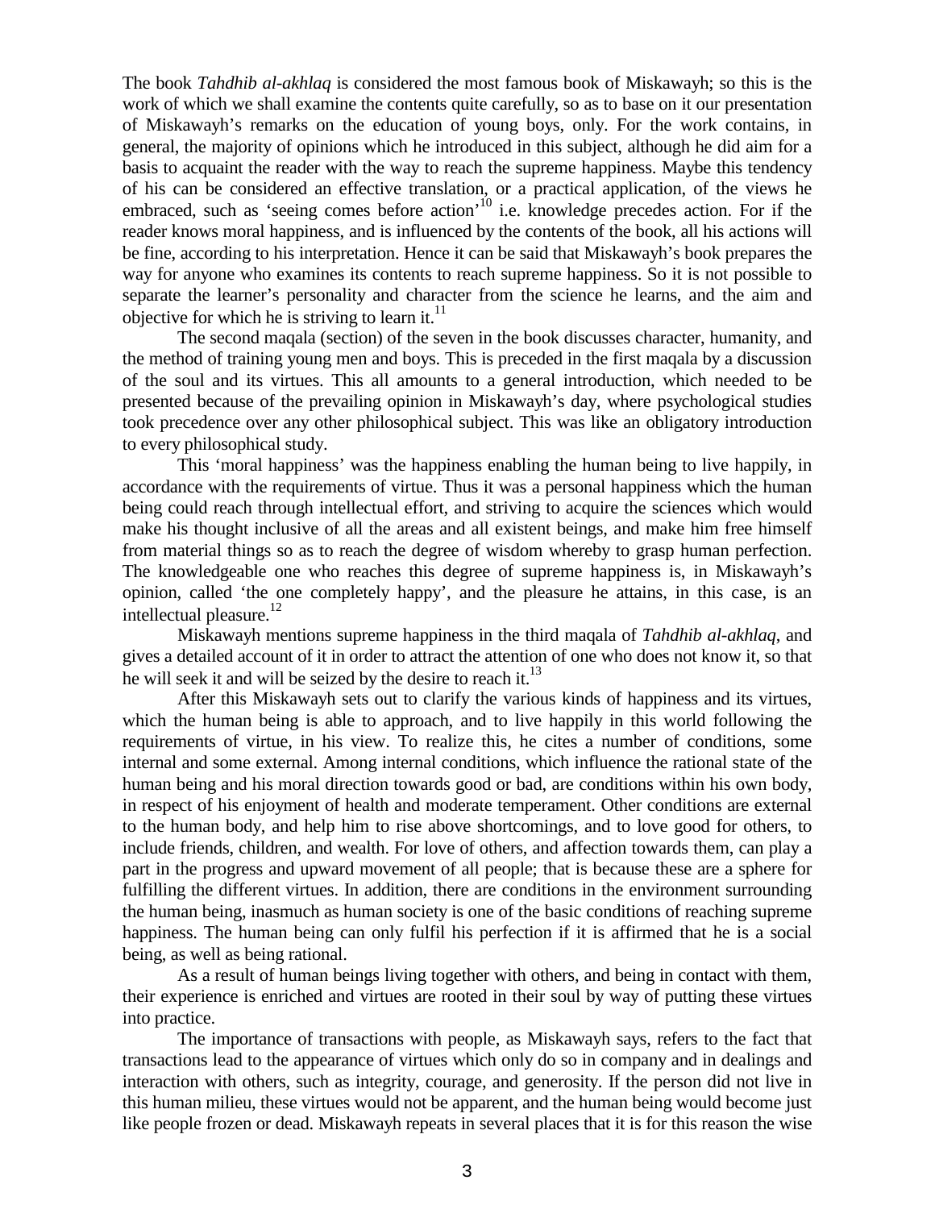The book *Tahdhib al-akhlaq* is considered the most famous book of Miskawayh; so this is the work of which we shall examine the contents quite carefully, so as to base on it our presentation of Miskawayh's remarks on the education of young boys, only. For the work contains, in general, the majority of opinions which he introduced in this subject, although he did aim for a basis to acquaint the reader with the way to reach the supreme happiness. Maybe this tendency of his can be considered an effective translation, or a practical application, of the views he embraced, such as 'seeing comes before action'[10] i.e. knowledge precedes action. For if the reader knows moral happiness, and is influenced by the contents of the book, all his actions will be fine, according to his interpretation. Hence it can be said that Miskawayh's book prepares the way for anyone who examines its contents to reach supreme happiness. So it is not possible to separate the learner's personality and character from the science he learns, and the aim and objective for which he is striving to learn it.[11]

The second maqala (section) of the seven in the book discusses character, humanity, and the method of training young men and boys. This is preceded in the first maqala by a discussion of the soul and its virtues. This all amounts to a general introduction, which needed to be presented because of the prevailing opinion in Miskawayh's day, where psychological studies took precedence over any other philosophical subject. This was like an obligatory introduction to every philosophical study.

This 'moral happiness' was the happiness enabling the human being to live happily, in accordance with the requirements of virtue. Thus it was a personal happiness which the human being could reach through intellectual effort, and striving to acquire the sciences which would make his thought inclusive of all the areas and all existent beings, and make him free himself from material things so as to reach the degree of wisdom whereby to grasp human perfection. The knowledgeable one who reaches this degree of supreme happiness is, in Miskawayh's opinion, called 'the one completely happy', and the pleasure he attains, in this case, is an intellectual pleasure.[12]

Miskawayh mentions supreme happiness in the third maqala of *Tahdhib al-akhlaq*, and gives a detailed account of it in order to attract the attention of one who does not know it, so that he will seek it and will be seized by the desire to reach it.[13]

After this Miskawayh sets out to clarify the various kinds of happiness and its virtues, which the human being is able to approach, and to live happily in this world following the requirements of virtue, in his view. To realize this, he cites a number of conditions, some internal and some external. Among internal conditions, which influence the rational state of the human being and his moral direction towards good or bad, are conditions within his own body, in respect of his enjoyment of health and moderate temperament. Other conditions are external to the human body, and help him to rise above shortcomings, and to love good for others, to include friends, children, and wealth. For love of others, and affection towards them, can play a part in the progress and upward movement of all people; that is because these are a sphere for fulfilling the different virtues. In addition, there are conditions in the environment surrounding the human being, inasmuch as human society is one of the basic conditions of reaching supreme happiness. The human being can only fulfil his perfection if it is affirmed that he is a social being, as well as being rational.

As a result of human beings living together with others, and being in contact with them, their experience is enriched and virtues are rooted in their soul by way of putting these virtues into practice.

The importance of transactions with people, as Miskawayh says, refers to the fact that transactions lead to the appearance of virtues which only do so in company and in dealings and interaction with others, such as integrity, courage, and generosity. If the person did not live in this human milieu, these virtues would not be apparent, and the human being would become just like people frozen or dead. Miskawayh repeats in several places that it is for this reason the wise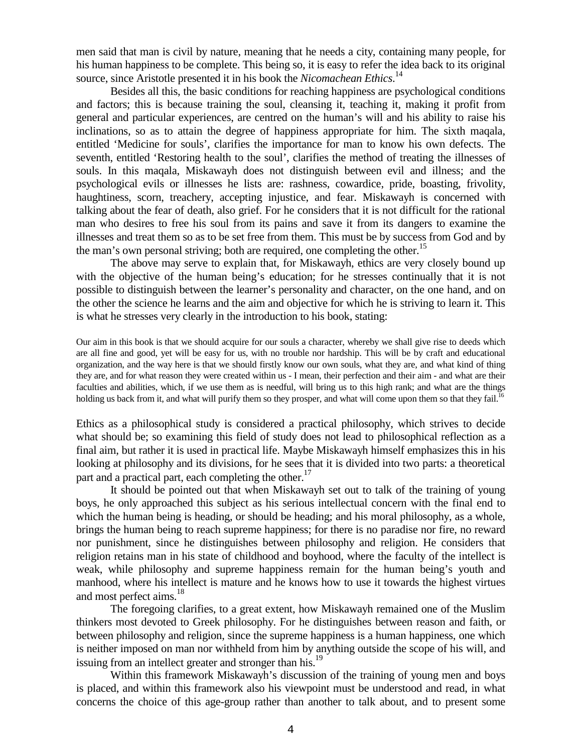men said that man is civil by nature, meaning that he needs a city, containing many people, for his human happiness to be complete. This being so, it is easy to refer the idea back to its original source, since Aristotle presented it in his book the *Nicomachean Ethics*.[14]

Besides all this, the basic conditions for reaching happiness are psychological conditions and factors; this is because training the soul, cleansing it, teaching it, making it profit from general and particular experiences, are centred on the human's will and his ability to raise his inclinations, so as to attain the degree of happiness appropriate for him. The sixth maqala, entitled 'Medicine for souls', clarifies the importance for man to know his own defects. The seventh, entitled 'Restoring health to the soul', clarifies the method of treating the illnesses of souls. In this maqala, Miskawayh does not distinguish between evil and illness; and the psychological evils or illnesses he lists are: rashness, cowardice, pride, boasting, frivolity, haughtiness, scorn, treachery, accepting injustice, and fear. Miskawayh is concerned with talking about the fear of death, also grief. For he considers that it is not difficult for the rational man who desires to free his soul from its pains and save it from its dangers to examine the illnesses and treat them so as to be set free from them. This must be by success from God and by the man's own personal striving; both are required, one completing the other.[15]

The above may serve to explain that, for Miskawayh, ethics are very closely bound up with the objective of the human being's education; for he stresses continually that it is not possible to distinguish between the learner's personality and character, on the one hand, and on the other the science he learns and the aim and objective for which he is striving to learn it. This is what he stresses very clearly in the introduction to his book, stating:

> Our aim in this book is that we should acquire for our souls a character, whereby we shall give rise to deeds which are all fine and good, yet will be easy for us, with no trouble nor hardship. This will be by craft and educational organization, and the way here is that we should firstly know our own souls, what they are, and what kind of thing they are, and for what reason they were created within us - I mean, their perfection and their aim - and what are their faculties and abilities, which, if we use them as is needful, will bring us to this high rank; and what are the things holding us back from it, and what will purify them so they prosper, and what will come upon them so that they fail.[16]

Ethics as a philosophical study is considered a practical philosophy, which strives to decide what should be; so examining this field of study does not lead to philosophical reflection as a final aim, but rather it is used in practical life. Maybe Miskawayh himself emphasizes this in his looking at philosophy and its divisions, for he sees that it is divided into two parts: a theoretical part and a practical part, each completing the other.[17]

It should be pointed out that when Miskawayh set out to talk of the training of young boys, he only approached this subject as his serious intellectual concern with the final end to which the human being is heading, or should be heading; and his moral philosophy, as a whole, brings the human being to reach supreme happiness; for there is no paradise nor fire, no reward nor punishment, since he distinguishes between philosophy and religion. He considers that religion retains man in his state of childhood and boyhood, where the faculty of the intellect is weak, while philosophy and supreme happiness remain for the human being's youth and manhood, where his intellect is mature and he knows how to use it towards the highest virtues and most perfect aims.[18]

The foregoing clarifies, to a great extent, how Miskawayh remained one of the Muslim thinkers most devoted to Greek philosophy. For he distinguishes between reason and faith, or between philosophy and religion, since the supreme happiness is a human happiness, one which is neither imposed on man nor withheld from him by anything outside the scope of his will, and issuing from an intellect greater and stronger than his.[19]

Within this framework Miskawayh's discussion of the training of young men and boys is placed, and within this framework also his viewpoint must be understood and read, in what concerns the choice of this age-group rather than another to talk about, and to present some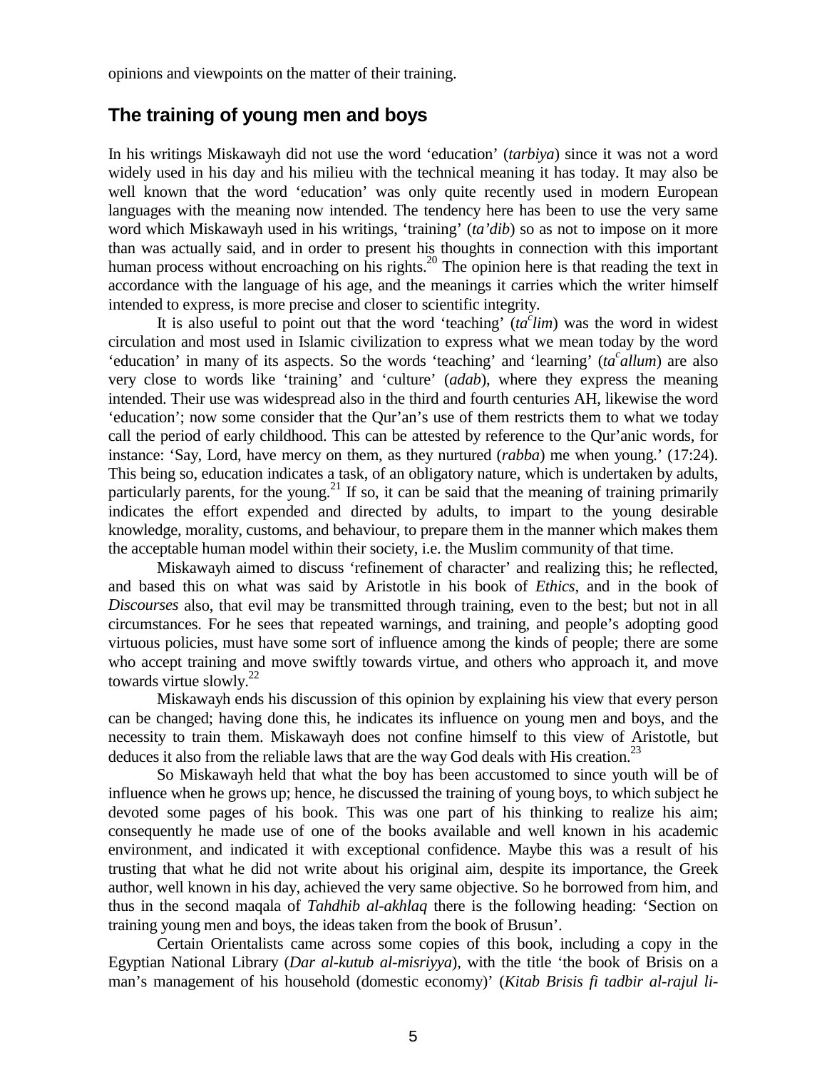opinions and viewpoints on the matter of their training.

## The training of young men and boys

In his writings Miskawayh did not use the word 'education' (*tarbiya*) since it was not a word widely used in his day and his milieu with the technical meaning it has today. It may also be well known that the word 'education' was only quite recently used in modern European languages with the meaning now intended. The tendency here has been to use the very same word which Miskawayh used in his writings, 'training' (*ta'dib*) so as not to impose on it more than was actually said, and in order to present his thoughts in connection with this important human process without encroaching on his rights.[20] The opinion here is that reading the text in accordance with the language of his age, and the meanings it carries which the writer himself intended to express, is more precise and closer to scientific integrity.

It is also useful to point out that the word 'teaching' (*ta<sup>c</sup>lim*) was the word in widest circulation and most used in Islamic civilization to express what we mean today by the word 'education' in many of its aspects. So the words 'teaching' and 'learning' (*ta<sup>c</sup>allum*) are also very close to words like 'training' and 'culture' (*adab*), where they express the meaning intended. Their use was widespread also in the third and fourth centuries AH, likewise the word 'education'; now some consider that the Qur'an's use of them restricts them to what we today call the period of early childhood. This can be attested by reference to the Qur'anic words, for instance: 'Say, Lord, have mercy on them, as they nurtured (*rabba*) me when young.' (17:24). This being so, education indicates a task, of an obligatory nature, which is undertaken by adults, particularly parents, for the young.[21] If so, it can be said that the meaning of training primarily indicates the effort expended and directed by adults, to impart to the young desirable knowledge, morality, customs, and behaviour, to prepare them in the manner which makes them the acceptable human model within their society, i.e. the Muslim community of that time.

Miskawayh aimed to discuss 'refinement of character' and realizing this; he reflected, and based this on what was said by Aristotle in his book of *Ethics*, and in the book of *Discourses* also, that evil may be transmitted through training, even to the best; but not in all circumstances. For he sees that repeated warnings, and training, and people's adopting good virtuous policies, must have some sort of influence among the kinds of people; there are some who accept training and move swiftly towards virtue, and others who approach it, and move towards virtue slowly.[22]

Miskawayh ends his discussion of this opinion by explaining his view that every person can be changed; having done this, he indicates its influence on young men and boys, and the necessity to train them. Miskawayh does not confine himself to this view of Aristotle, but deduces it also from the reliable laws that are the way God deals with His creation.[23]

So Miskawayh held that what the boy has been accustomed to since youth will be of influence when he grows up; hence, he discussed the training of young boys, to which subject he devoted some pages of his book. This was one part of his thinking to realize his aim; consequently he made use of one of the books available and well known in his academic environment, and indicated it with exceptional confidence. Maybe this was a result of his trusting that what he did not write about his original aim, despite its importance, the Greek author, well known in his day, achieved the very same objective. So he borrowed from him, and thus in the second maqala of *Tahdhib al-akhlaq* there is the following heading: 'Section on training young men and boys, the ideas taken from the book of Brusun'.

Certain Orientalists came across some copies of this book, including a copy in the Egyptian National Library (*Dar al-kutub al-misriyya*), with the title 'the book of Brisis on a man's management of his household (domestic economy)' (*Kitab Brisis fi tadbir al-rajul li-*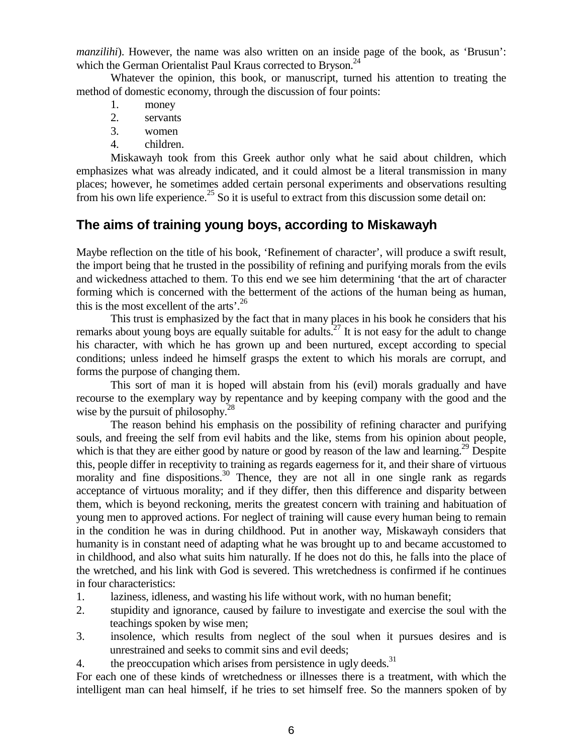*manzilihi*). However, the name was also written on an inside page of the book, as 'Brusun': which the German Orientalist Paul Kraus corrected to Bryson.[24]

Whatever the opinion, this book, or manuscript, turned his attention to treating the method of domestic economy, through the discussion of four points:

1. money
2. servants
3. women
4. children.

Miskawayh took from this Greek author only what he said about children, which emphasizes what was already indicated, and it could almost be a literal transmission in many places; however, he sometimes added certain personal experiments and observations resulting from his own life experience.[25] So it is useful to extract from this discussion some detail on:

## The aims of training young boys, according to Miskawayh

Maybe reflection on the title of his book, 'Refinement of character', will produce a swift result, the import being that he trusted in the possibility of refining and purifying morals from the evils and wickedness attached to them. To this end we see him determining 'that the art of character forming which is concerned with the betterment of the actions of the human being as human, this is the most excellent of the arts'.[26]

This trust is emphasized by the fact that in many places in his book he considers that his remarks about young boys are equally suitable for adults.[27] It is not easy for the adult to change his character, with which he has grown up and been nurtured, except according to special conditions; unless indeed he himself grasps the extent to which his morals are corrupt, and forms the purpose of changing them.

This sort of man it is hoped will abstain from his (evil) morals gradually and have recourse to the exemplary way by repentance and by keeping company with the good and the wise by the pursuit of philosophy.[28]

The reason behind his emphasis on the possibility of refining character and purifying souls, and freeing the self from evil habits and the like, stems from his opinion about people, which is that they are either good by nature or good by reason of the law and learning.[29] Despite this, people differ in receptivity to training as regards eagerness for it, and their share of virtuous morality and fine dispositions.[30] Thence, they are not all in one single rank as regards acceptance of virtuous morality; and if they differ, then this difference and disparity between them, which is beyond reckoning, merits the greatest concern with training and habituation of young men to approved actions. For neglect of training will cause every human being to remain in the condition he was in during childhood. Put in another way, Miskawayh considers that humanity is in constant need of adapting what he was brought up to and became accustomed to in childhood, and also what suits him naturally. If he does not do this, he falls into the place of the wretched, and his link with God is severed. This wretchedness is confirmed if he continues in four characteristics:

1. laziness, idleness, and wasting his life without work, with no human benefit;
2. stupidity and ignorance, caused by failure to investigate and exercise the soul with the teachings spoken by wise men;
3. insolence, which results from neglect of the soul when it pursues desires and is unrestrained and seeks to commit sins and evil deeds;
4. the preoccupation which arises from persistence in ugly deeds.[31]

For each one of these kinds of wretchedness or illnesses there is a treatment, with which the intelligent man can heal himself, if he tries to set himself free. So the manners spoken of by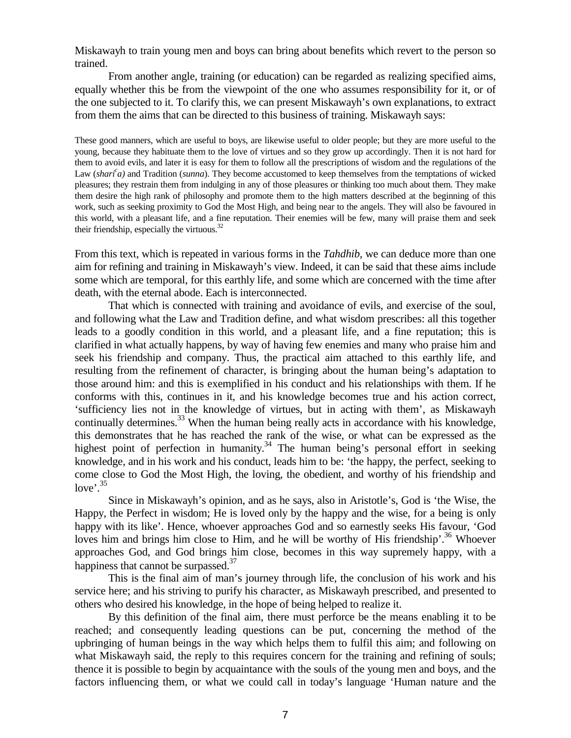Miskawayh to train young men and boys can bring about benefits which revert to the person so trained.

From another angle, training (or education) can be regarded as realizing specified aims, equally whether this be from the viewpoint of the one who assumes responsibility for it, or of the one subjected to it. To clarify this, we can present Miskawayh's own explanations, to extract from them the aims that can be directed to this business of training. Miskawayh says:

> These good manners, which are useful to boys, are likewise useful to older people; but they are more useful to the young, because they habituate them to the love of virtues and so they grow up accordingly. Then it is not hard for them to avoid evils, and later it is easy for them to follow all the prescriptions of wisdom and the regulations of the Law (*shariʿa)* and Tradition (*sunna*). They become accustomed to keep themselves from the temptations of wicked pleasures; they restrain them from indulging in any of those pleasures or thinking too much about them. They make them desire the high rank of philosophy and promote them to the high matters described at the beginning of this work, such as seeking proximity to God the Most High, and being near to the angels. They will also be favoured in this world, with a pleasant life, and a fine reputation. Their enemies will be few, many will praise them and seek their friendship, especially the virtuous.[32]

From this text, which is repeated in various forms in the *Tahdhib,* we can deduce more than one aim for refining and training in Miskawayh's view. Indeed, it can be said that these aims include some which are temporal, for this earthly life, and some which are concerned with the time after death, with the eternal abode. Each is interconnected.

That which is connected with training and avoidance of evils, and exercise of the soul, and following what the Law and Tradition define, and what wisdom prescribes: all this together leads to a goodly condition in this world, and a pleasant life, and a fine reputation; this is clarified in what actually happens, by way of having few enemies and many who praise him and seek his friendship and company. Thus, the practical aim attached to this earthly life, and resulting from the refinement of character, is bringing about the human being's adaptation to those around him: and this is exemplified in his conduct and his relationships with them. If he conforms with this, continues in it, and his knowledge becomes true and his action correct, 'sufficiency lies not in the knowledge of virtues, but in acting with them', as Miskawayh continually determines.[33] When the human being really acts in accordance with his knowledge, this demonstrates that he has reached the rank of the wise, or what can be expressed as the highest point of perfection in humanity.[34] The human being's personal effort in seeking knowledge, and in his work and his conduct, leads him to be: 'the happy, the perfect, seeking to come close to God the Most High, the loving, the obedient, and worthy of his friendship and love'.[35]

Since in Miskawayh's opinion, and as he says, also in Aristotle's, God is 'the Wise, the Happy, the Perfect in wisdom; He is loved only by the happy and the wise, for a being is only happy with its like'. Hence, whoever approaches God and so earnestly seeks His favour, 'God loves him and brings him close to Him, and he will be worthy of His friendship'.[36] Whoever approaches God, and God brings him close, becomes in this way supremely happy, with a happiness that cannot be surpassed.[37]

This is the final aim of man's journey through life, the conclusion of his work and his service here; and his striving to purify his character, as Miskawayh prescribed, and presented to others who desired his knowledge, in the hope of being helped to realize it.

By this definition of the final aim, there must perforce be the means enabling it to be reached; and consequently leading questions can be put, concerning the method of the upbringing of human beings in the way which helps them to fulfil this aim; and following on what Miskawayh said, the reply to this requires concern for the training and refining of souls; thence it is possible to begin by acquaintance with the souls of the young men and boys, and the factors influencing them, or what we could call in today's language 'Human nature and the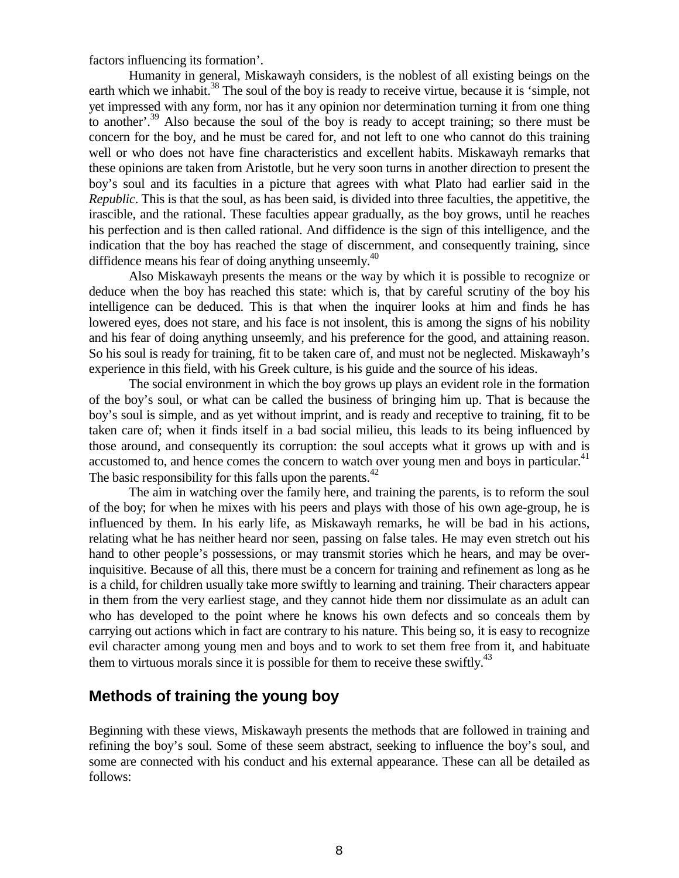factors influencing its formation'.

Humanity in general, Miskawayh considers, is the noblest of all existing beings on the earth which we inhabit.[38] The soul of the boy is ready to receive virtue, because it is 'simple, not yet impressed with any form, nor has it any opinion nor determination turning it from one thing to another'.[39] Also because the soul of the boy is ready to accept training; so there must be concern for the boy, and he must be cared for, and not left to one who cannot do this training well or who does not have fine characteristics and excellent habits. Miskawayh remarks that these opinions are taken from Aristotle, but he very soon turns in another direction to present the boy's soul and its faculties in a picture that agrees with what Plato had earlier said in the *Republic*. This is that the soul, as has been said, is divided into three faculties, the appetitive, the irascible, and the rational. These faculties appear gradually, as the boy grows, until he reaches his perfection and is then called rational. And diffidence is the sign of this intelligence, and the indication that the boy has reached the stage of discernment, and consequently training, since diffidence means his fear of doing anything unseemly.[40]

Also Miskawayh presents the means or the way by which it is possible to recognize or deduce when the boy has reached this state: which is, that by careful scrutiny of the boy his intelligence can be deduced. This is that when the inquirer looks at him and finds he has lowered eyes, does not stare, and his face is not insolent, this is among the signs of his nobility and his fear of doing anything unseemly, and his preference for the good, and attaining reason. So his soul is ready for training, fit to be taken care of, and must not be neglected. Miskawayh's experience in this field, with his Greek culture, is his guide and the source of his ideas.

The social environment in which the boy grows up plays an evident role in the formation of the boy's soul, or what can be called the business of bringing him up. That is because the boy's soul is simple, and as yet without imprint, and is ready and receptive to training, fit to be taken care of; when it finds itself in a bad social milieu, this leads to its being influenced by those around, and consequently its corruption: the soul accepts what it grows up with and is accustomed to, and hence comes the concern to watch over young men and boys in particular.[41] The basic responsibility for this falls upon the parents.[42]

The aim in watching over the family here, and training the parents, is to reform the soul of the boy; for when he mixes with his peers and plays with those of his own age-group, he is influenced by them. In his early life, as Miskawayh remarks, he will be bad in his actions, relating what he has neither heard nor seen, passing on false tales. He may even stretch out his hand to other people's possessions, or may transmit stories which he hears, and may be over-inquisitive. Because of all this, there must be a concern for training and refinement as long as he is a child, for children usually take more swiftly to learning and training. Their characters appear in them from the very earliest stage, and they cannot hide them nor dissimulate as an adult can who has developed to the point where he knows his own defects and so conceals them by carrying out actions which in fact are contrary to his nature. This being so, it is easy to recognize evil character among young men and boys and to work to set them free from it, and habituate them to virtuous morals since it is possible for them to receive these swiftly.[43]

## Methods of training the young boy

Beginning with these views, Miskawayh presents the methods that are followed in training and refining the boy's soul. Some of these seem abstract, seeking to influence the boy's soul, and some are connected with his conduct and his external appearance. These can all be detailed as follows: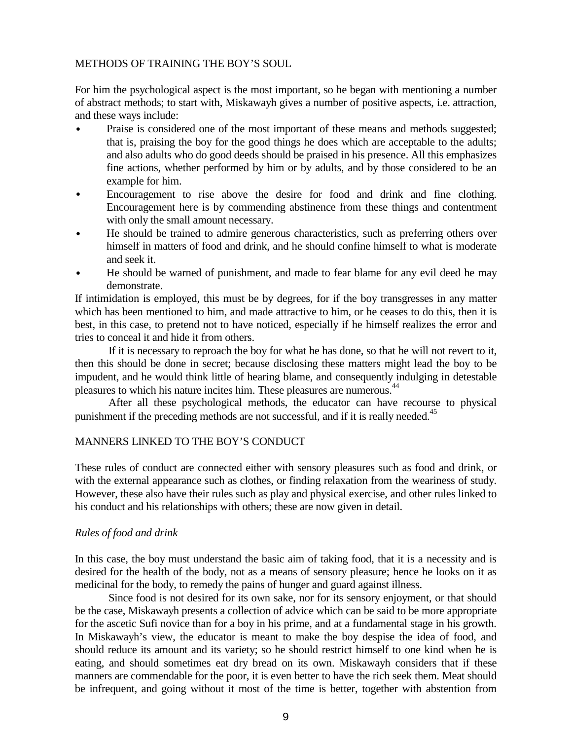METHODS OF TRAINING THE BOY'S SOUL

For him the psychological aspect is the most important, so he began with mentioning a number of abstract methods; to start with, Miskawayh gives a number of positive aspects, i.e. attraction, and these ways include:

- Praise is considered one of the most important of these means and methods suggested; that is, praising the boy for the good things he does which are acceptable to the adults; and also adults who do good deeds should be praised in his presence. All this emphasizes fine actions, whether performed by him or by adults, and by those considered to be an example for him.
- Encouragement to rise above the desire for food and drink and fine clothing. Encouragement here is by commending abstinence from these things and contentment with only the small amount necessary.
- He should be trained to admire generous characteristics, such as preferring others over himself in matters of food and drink, and he should confine himself to what is moderate and seek it.
- He should be warned of punishment, and made to fear blame for any evil deed he may demonstrate.

If intimidation is employed, this must be by degrees, for if the boy transgresses in any matter which has been mentioned to him, and made attractive to him, or he ceases to do this, then it is best, in this case, to pretend not to have noticed, especially if he himself realizes the error and tries to conceal it and hide it from others.

If it is necessary to reproach the boy for what he has done, so that he will not revert to it, then this should be done in secret; because disclosing these matters might lead the boy to be impudent, and he would think little of hearing blame, and consequently indulging in detestable pleasures to which his nature incites him. These pleasures are numerous.[44]

After all these psychological methods, the educator can have recourse to physical punishment if the preceding methods are not successful, and if it is really needed.[45]

MANNERS LINKED TO THE BOY'S CONDUCT

These rules of conduct are connected either with sensory pleasures such as food and drink, or with the external appearance such as clothes, or finding relaxation from the weariness of study. However, these also have their rules such as play and physical exercise, and other rules linked to his conduct and his relationships with others; these are now given in detail.

*Rules of food and drink*

In this case, the boy must understand the basic aim of taking food, that it is a necessity and is desired for the health of the body, not as a means of sensory pleasure; hence he looks on it as medicinal for the body, to remedy the pains of hunger and guard against illness.

Since food is not desired for its own sake, nor for its sensory enjoyment, or that should be the case, Miskawayh presents a collection of advice which can be said to be more appropriate for the ascetic Sufi novice than for a boy in his prime, and at a fundamental stage in his growth. In Miskawayh's view, the educator is meant to make the boy despise the idea of food, and should reduce its amount and its variety; so he should restrict himself to one kind when he is eating, and should sometimes eat dry bread on its own. Miskawayh considers that if these manners are commendable for the poor, it is even better to have the rich seek them. Meat should be infrequent, and going without it most of the time is better, together with abstention from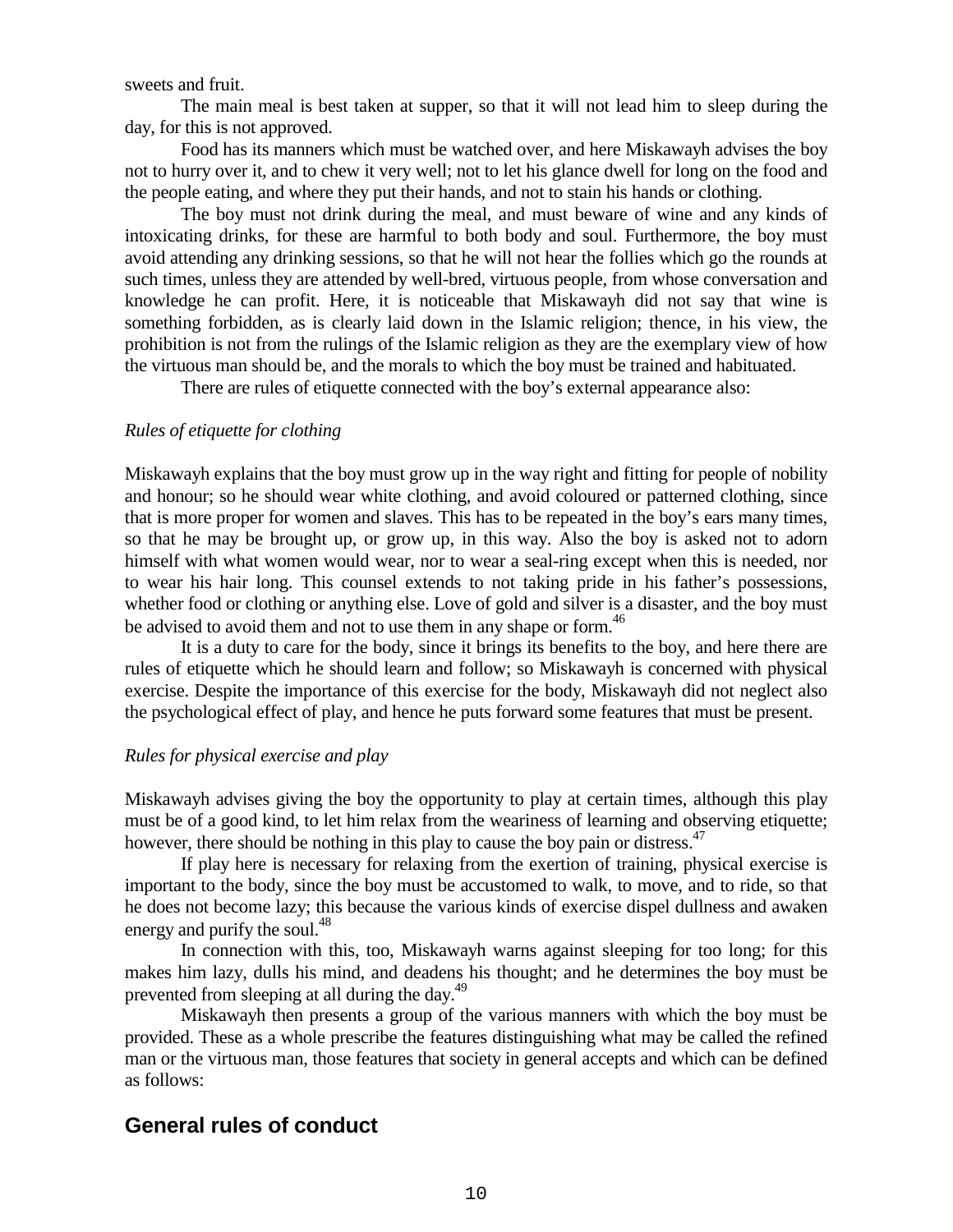sweets and fruit.

The main meal is best taken at supper, so that it will not lead him to sleep during the day, for this is not approved.

Food has its manners which must be watched over, and here Miskawayh advises the boy not to hurry over it, and to chew it very well; not to let his glance dwell for long on the food and the people eating, and where they put their hands, and not to stain his hands or clothing.

The boy must not drink during the meal, and must beware of wine and any kinds of intoxicating drinks, for these are harmful to both body and soul. Furthermore, the boy must avoid attending any drinking sessions, so that he will not hear the follies which go the rounds at such times, unless they are attended by well-bred, virtuous people, from whose conversation and knowledge he can profit. Here, it is noticeable that Miskawayh did not say that wine is something forbidden, as is clearly laid down in the Islamic religion; thence, in his view, the prohibition is not from the rulings of the Islamic religion as they are the exemplary view of how the virtuous man should be, and the morals to which the boy must be trained and habituated.

There are rules of etiquette connected with the boy's external appearance also:

*Rules of etiquette for clothing*

Miskawayh explains that the boy must grow up in the way right and fitting for people of nobility and honour; so he should wear white clothing, and avoid coloured or patterned clothing, since that is more proper for women and slaves. This has to be repeated in the boy's ears many times, so that he may be brought up, or grow up, in this way. Also the boy is asked not to adorn himself with what women would wear, nor to wear a seal-ring except when this is needed, nor to wear his hair long. This counsel extends to not taking pride in his father's possessions, whether food or clothing or anything else. Love of gold and silver is a disaster, and the boy must be advised to avoid them and not to use them in any shape or form.[46]

It is a duty to care for the body, since it brings its benefits to the boy, and here there are rules of etiquette which he should learn and follow; so Miskawayh is concerned with physical exercise. Despite the importance of this exercise for the body, Miskawayh did not neglect also the psychological effect of play, and hence he puts forward some features that must be present.

*Rules for physical exercise and play*

Miskawayh advises giving the boy the opportunity to play at certain times, although this play must be of a good kind, to let him relax from the weariness of learning and observing etiquette; however, there should be nothing in this play to cause the boy pain or distress.[47]

If play here is necessary for relaxing from the exertion of training, physical exercise is important to the body, since the boy must be accustomed to walk, to move, and to ride, so that he does not become lazy; this because the various kinds of exercise dispel dullness and awaken energy and purify the soul.[48]

In connection with this, too, Miskawayh warns against sleeping for too long; for this makes him lazy, dulls his mind, and deadens his thought; and he determines the boy must be prevented from sleeping at all during the day.[49]

Miskawayh then presents a group of the various manners with which the boy must be provided. These as a whole prescribe the features distinguishing what may be called the refined man or the virtuous man, those features that society in general accepts and which can be defined as follows:

## General rules of conduct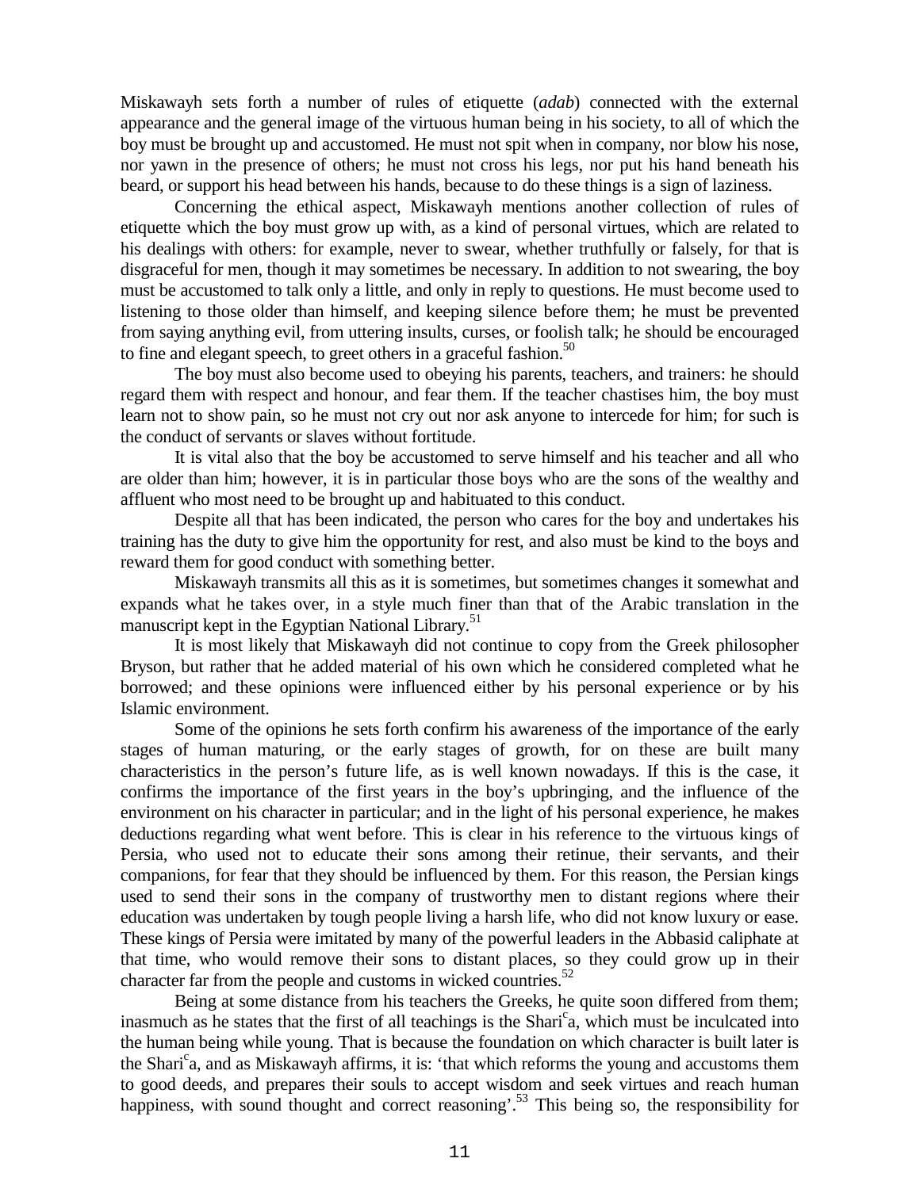Miskawayh sets forth a number of rules of etiquette (*adab*) connected with the external appearance and the general image of the virtuous human being in his society, to all of which the boy must be brought up and accustomed. He must not spit when in company, nor blow his nose, nor yawn in the presence of others; he must not cross his legs, nor put his hand beneath his beard, or support his head between his hands, because to do these things is a sign of laziness.

Concerning the ethical aspect, Miskawayh mentions another collection of rules of etiquette which the boy must grow up with, as a kind of personal virtues, which are related to his dealings with others: for example, never to swear, whether truthfully or falsely, for that is disgraceful for men, though it may sometimes be necessary. In addition to not swearing, the boy must be accustomed to talk only a little, and only in reply to questions. He must become used to listening to those older than himself, and keeping silence before them; he must be prevented from saying anything evil, from uttering insults, curses, or foolish talk; he should be encouraged to fine and elegant speech, to greet others in a graceful fashion.[50]

The boy must also become used to obeying his parents, teachers, and trainers: he should regard them with respect and honour, and fear them. If the teacher chastises him, the boy must learn not to show pain, so he must not cry out nor ask anyone to intercede for him; for such is the conduct of servants or slaves without fortitude.

It is vital also that the boy be accustomed to serve himself and his teacher and all who are older than him; however, it is in particular those boys who are the sons of the wealthy and affluent who most need to be brought up and habituated to this conduct.

Despite all that has been indicated, the person who cares for the boy and undertakes his training has the duty to give him the opportunity for rest, and also must be kind to the boys and reward them for good conduct with something better.

Miskawayh transmits all this as it is sometimes, but sometimes changes it somewhat and expands what he takes over, in a style much finer than that of the Arabic translation in the manuscript kept in the Egyptian National Library.[51]

It is most likely that Miskawayh did not continue to copy from the Greek philosopher Bryson, but rather that he added material of his own which he considered completed what he borrowed; and these opinions were influenced either by his personal experience or by his Islamic environment.

Some of the opinions he sets forth confirm his awareness of the importance of the early stages of human maturing, or the early stages of growth, for on these are built many characteristics in the person's future life, as is well known nowadays. If this is the case, it confirms the importance of the first years in the boy's upbringing, and the influence of the environment on his character in particular; and in the light of his personal experience, he makes deductions regarding what went before. This is clear in his reference to the virtuous kings of Persia, who used not to educate their sons among their retinue, their servants, and their companions, for fear that they should be influenced by them. For this reason, the Persian kings used to send their sons in the company of trustworthy men to distant regions where their education was undertaken by tough people living a harsh life, who did not know luxury or ease. These kings of Persia were imitated by many of the powerful leaders in the Abbasid caliphate at that time, who would remove their sons to distant places, so they could grow up in their character far from the people and customs in wicked countries.[52]

Being at some distance from his teachers the Greeks, he quite soon differed from them; inasmuch as he states that the first of all teachings is the Shariᶜa, which must be inculcated into the human being while young. That is because the foundation on which character is built later is the Shariᶜa, and as Miskawayh affirms, it is: 'that which reforms the young and accustoms them to good deeds, and prepares their souls to accept wisdom and seek virtues and reach human happiness, with sound thought and correct reasoning'.[53] This being so, the responsibility for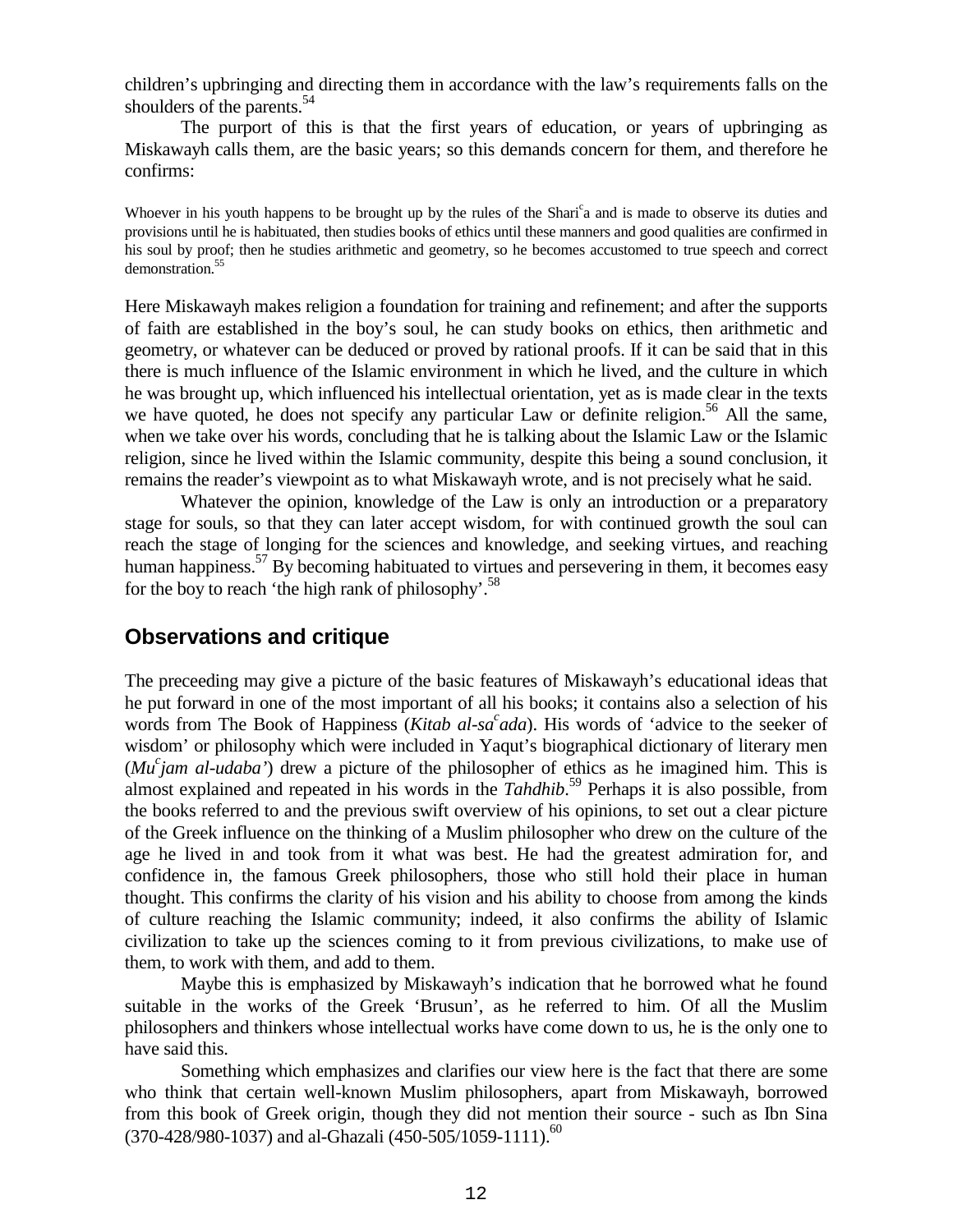children's upbringing and directing them in accordance with the law's requirements falls on the shoulders of the parents.[54]

The purport of this is that the first years of education, or years of upbringing as Miskawayh calls them, are the basic years; so this demands concern for them, and therefore he confirms:

> Whoever in his youth happens to be brought up by the rules of the Shari[c]a and is made to observe its duties and provisions until he is habituated, then studies books of ethics until these manners and good qualities are confirmed in his soul by proof; then he studies arithmetic and geometry, so he becomes accustomed to true speech and correct demonstration.[55]

Here Miskawayh makes religion a foundation for training and refinement; and after the supports of faith are established in the boy's soul, he can study books on ethics, then arithmetic and geometry, or whatever can be deduced or proved by rational proofs. If it can be said that in this there is much influence of the Islamic environment in which he lived, and the culture in which he was brought up, which influenced his intellectual orientation, yet as is made clear in the texts we have quoted, he does not specify any particular Law or definite religion.[56] All the same, when we take over his words, concluding that he is talking about the Islamic Law or the Islamic religion, since he lived within the Islamic community, despite this being a sound conclusion, it remains the reader's viewpoint as to what Miskawayh wrote, and is not precisely what he said.

Whatever the opinion, knowledge of the Law is only an introduction or a preparatory stage for souls, so that they can later accept wisdom, for with continued growth the soul can reach the stage of longing for the sciences and knowledge, and seeking virtues, and reaching human happiness.[57] By becoming habituated to virtues and persevering in them, it becomes easy for the boy to reach 'the high rank of philosophy'.[58]

## Observations and critique

The preceeding may give a picture of the basic features of Miskawayh's educational ideas that he put forward in one of the most important of all his books; it contains also a selection of his words from The Book of Happiness (*Kitab al-sa[c]ada*). His words of 'advice to the seeker of wisdom' or philosophy which were included in Yaqut's biographical dictionary of literary men (*Mu[c]jam al-udaba'*) drew a picture of the philosopher of ethics as he imagined him. This is almost explained and repeated in his words in the *Tahdhib*.[59] Perhaps it is also possible, from the books referred to and the previous swift overview of his opinions, to set out a clear picture of the Greek influence on the thinking of a Muslim philosopher who drew on the culture of the age he lived in and took from it what was best. He had the greatest admiration for, and confidence in, the famous Greek philosophers, those who still hold their place in human thought. This confirms the clarity of his vision and his ability to choose from among the kinds of culture reaching the Islamic community; indeed, it also confirms the ability of Islamic civilization to take up the sciences coming to it from previous civilizations, to make use of them, to work with them, and add to them.

Maybe this is emphasized by Miskawayh's indication that he borrowed what he found suitable in the works of the Greek 'Brusun', as he referred to him. Of all the Muslim philosophers and thinkers whose intellectual works have come down to us, he is the only one to have said this.

Something which emphasizes and clarifies our view here is the fact that there are some who think that certain well-known Muslim philosophers, apart from Miskawayh, borrowed from this book of Greek origin, though they did not mention their source - such as Ibn Sina (370-428/980-1037) and al-Ghazali (450-505/1059-1111).[60]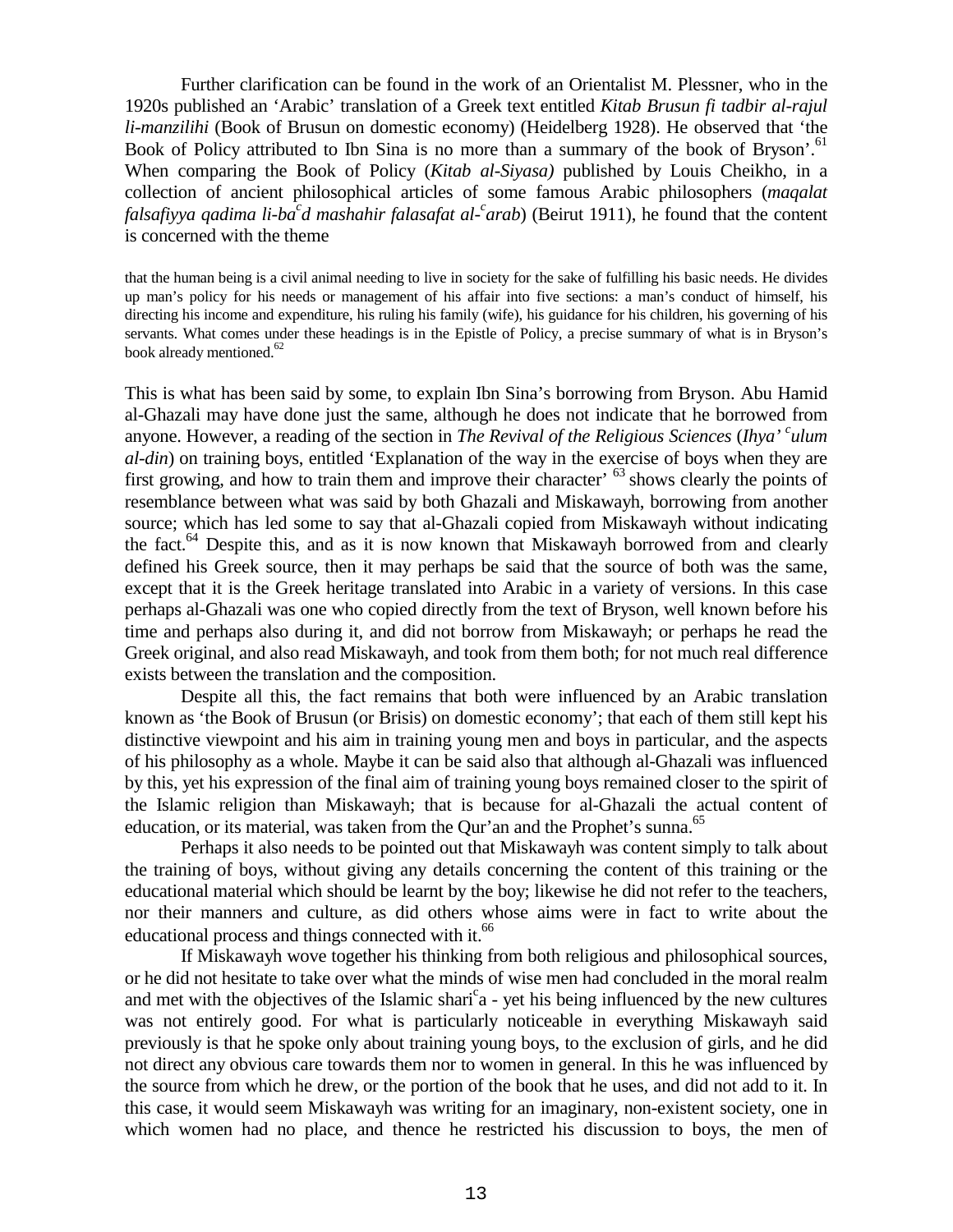Further clarification can be found in the work of an Orientalist M. Plessner, who in the 1920s published an 'Arabic' translation of a Greek text entitled *Kitab Brusun fi tadbir al-rajul li-manzilihi* (Book of Brusun on domestic economy) (Heidelberg 1928). He observed that 'the Book of Policy attributed to Ibn Sina is no more than a summary of the book of Bryson'.[61] When comparing the Book of Policy (*Kitab al-Siyasa)* published by Louis Cheikho, in a collection of ancient philosophical articles of some famous Arabic philosophers (*maqalat falsafiyya qadima li-ba*[c]*d mashahir falasafat al-*[c]*arab*) (Beirut 1911), he found that the content is concerned with the theme

> that the human being is a civil animal needing to live in society for the sake of fulfilling his basic needs. He divides up man's policy for his needs or management of his affair into five sections: a man's conduct of himself, his directing his income and expenditure, his ruling his family (wife), his guidance for his children, his governing of his servants. What comes under these headings is in the Epistle of Policy, a precise summary of what is in Bryson's book already mentioned.[62]

This is what has been said by some, to explain Ibn Sina's borrowing from Bryson. Abu Hamid al-Ghazali may have done just the same, although he does not indicate that he borrowed from anyone. However, a reading of the section in *The Revival of the Religious Sciences* (*Ihya'* [c]*ulum al-din*) on training boys, entitled 'Explanation of the way in the exercise of boys when they are first growing, and how to train them and improve their character' [63] shows clearly the points of resemblance between what was said by both Ghazali and Miskawayh, borrowing from another source; which has led some to say that al-Ghazali copied from Miskawayh without indicating the fact.[64] Despite this, and as it is now known that Miskawayh borrowed from and clearly defined his Greek source, then it may perhaps be said that the source of both was the same, except that it is the Greek heritage translated into Arabic in a variety of versions. In this case perhaps al-Ghazali was one who copied directly from the text of Bryson, well known before his time and perhaps also during it, and did not borrow from Miskawayh; or perhaps he read the Greek original, and also read Miskawayh, and took from them both; for not much real difference exists between the translation and the composition.

Despite all this, the fact remains that both were influenced by an Arabic translation known as 'the Book of Brusun (or Brisis) on domestic economy'; that each of them still kept his distinctive viewpoint and his aim in training young men and boys in particular, and the aspects of his philosophy as a whole. Maybe it can be said also that although al-Ghazali was influenced by this, yet his expression of the final aim of training young boys remained closer to the spirit of the Islamic religion than Miskawayh; that is because for al-Ghazali the actual content of education, or its material, was taken from the Qur'an and the Prophet's sunna.[65]

Perhaps it also needs to be pointed out that Miskawayh was content simply to talk about the training of boys, without giving any details concerning the content of this training or the educational material which should be learnt by the boy; likewise he did not refer to the teachers, nor their manners and culture, as did others whose aims were in fact to write about the educational process and things connected with it.[66]

If Miskawayh wove together his thinking from both religious and philosophical sources, or he did not hesitate to take over what the minds of wise men had concluded in the moral realm and met with the objectives of the Islamic shari[c]a - yet his being influenced by the new cultures was not entirely good. For what is particularly noticeable in everything Miskawayh said previously is that he spoke only about training young boys, to the exclusion of girls, and he did not direct any obvious care towards them nor to women in general. In this he was influenced by the source from which he drew, or the portion of the book that he uses, and did not add to it. In this case, it would seem Miskawayh was writing for an imaginary, non-existent society, one in which women had no place, and thence he restricted his discussion to boys, the men of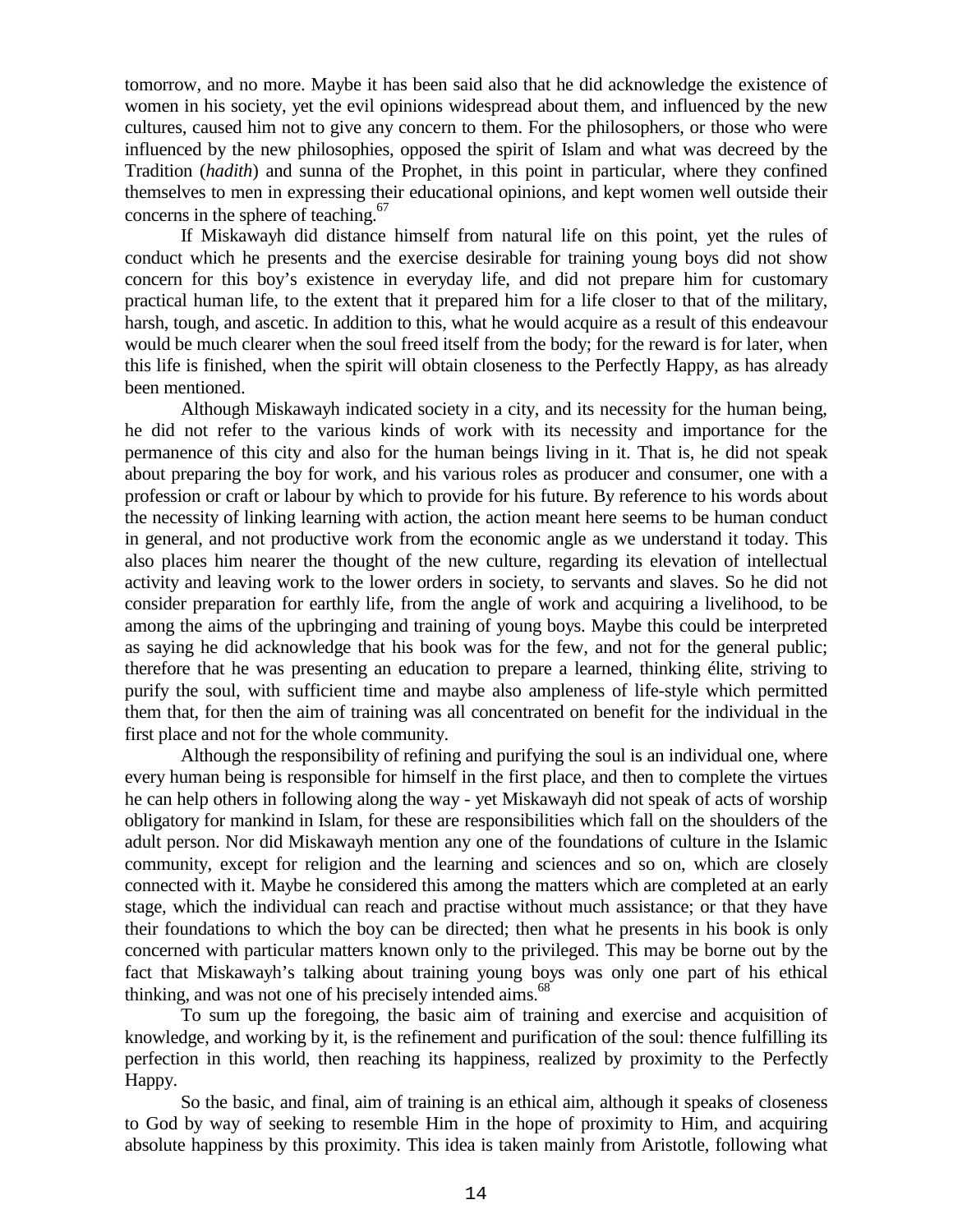tomorrow, and no more. Maybe it has been said also that he did acknowledge the existence of women in his society, yet the evil opinions widespread about them, and influenced by the new cultures, caused him not to give any concern to them. For the philosophers, or those who were influenced by the new philosophies, opposed the spirit of Islam and what was decreed by the Tradition (*hadith*) and sunna of the Prophet, in this point in particular, where they confined themselves to men in expressing their educational opinions, and kept women well outside their concerns in the sphere of teaching.[67]

If Miskawayh did distance himself from natural life on this point, yet the rules of conduct which he presents and the exercise desirable for training young boys did not show concern for this boy's existence in everyday life, and did not prepare him for customary practical human life, to the extent that it prepared him for a life closer to that of the military, harsh, tough, and ascetic. In addition to this, what he would acquire as a result of this endeavour would be much clearer when the soul freed itself from the body; for the reward is for later, when this life is finished, when the spirit will obtain closeness to the Perfectly Happy, as has already been mentioned.

Although Miskawayh indicated society in a city, and its necessity for the human being, he did not refer to the various kinds of work with its necessity and importance for the permanence of this city and also for the human beings living in it. That is, he did not speak about preparing the boy for work, and his various roles as producer and consumer, one with a profession or craft or labour by which to provide for his future. By reference to his words about the necessity of linking learning with action, the action meant here seems to be human conduct in general, and not productive work from the economic angle as we understand it today. This also places him nearer the thought of the new culture, regarding its elevation of intellectual activity and leaving work to the lower orders in society, to servants and slaves. So he did not consider preparation for earthly life, from the angle of work and acquiring a livelihood, to be among the aims of the upbringing and training of young boys. Maybe this could be interpreted as saying he did acknowledge that his book was for the few, and not for the general public; therefore that he was presenting an education to prepare a learned, thinking élite, striving to purify the soul, with sufficient time and maybe also ampleness of life-style which permitted them that, for then the aim of training was all concentrated on benefit for the individual in the first place and not for the whole community.

Although the responsibility of refining and purifying the soul is an individual one, where every human being is responsible for himself in the first place, and then to complete the virtues he can help others in following along the way - yet Miskawayh did not speak of acts of worship obligatory for mankind in Islam, for these are responsibilities which fall on the shoulders of the adult person. Nor did Miskawayh mention any one of the foundations of culture in the Islamic community, except for religion and the learning and sciences and so on, which are closely connected with it. Maybe he considered this among the matters which are completed at an early stage, which the individual can reach and practise without much assistance; or that they have their foundations to which the boy can be directed; then what he presents in his book is only concerned with particular matters known only to the privileged. This may be borne out by the fact that Miskawayh's talking about training young boys was only one part of his ethical thinking, and was not one of his precisely intended aims.[68]

To sum up the foregoing, the basic aim of training and exercise and acquisition of knowledge, and working by it, is the refinement and purification of the soul: thence fulfilling its perfection in this world, then reaching its happiness, realized by proximity to the Perfectly Happy.

So the basic, and final, aim of training is an ethical aim, although it speaks of closeness to God by way of seeking to resemble Him in the hope of proximity to Him, and acquiring absolute happiness by this proximity. This idea is taken mainly from Aristotle, following what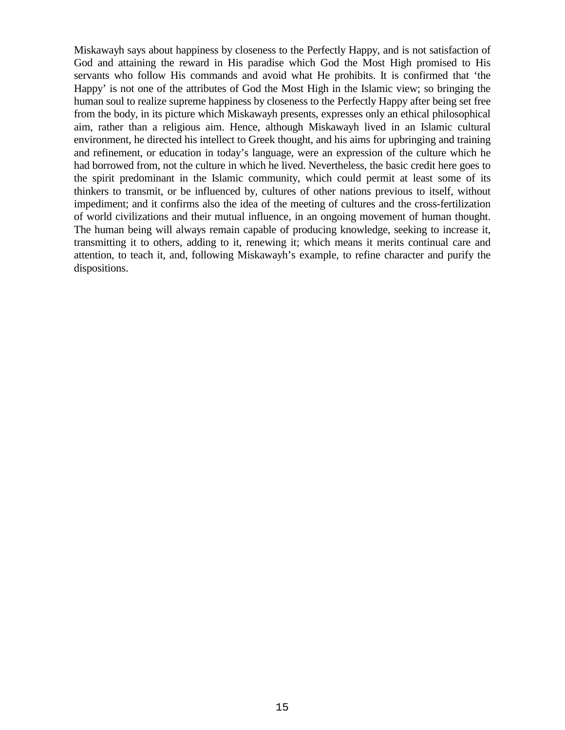Miskawayh says about happiness by closeness to the Perfectly Happy, and is not satisfaction of God and attaining the reward in His paradise which God the Most High promised to His servants who follow His commands and avoid what He prohibits. It is confirmed that 'the Happy' is not one of the attributes of God the Most High in the Islamic view; so bringing the human soul to realize supreme happiness by closeness to the Perfectly Happy after being set free from the body, in its picture which Miskawayh presents, expresses only an ethical philosophical aim, rather than a religious aim. Hence, although Miskawayh lived in an Islamic cultural environment, he directed his intellect to Greek thought, and his aims for upbringing and training and refinement, or education in today's language, were an expression of the culture which he had borrowed from, not the culture in which he lived. Nevertheless, the basic credit here goes to the spirit predominant in the Islamic community, which could permit at least some of its thinkers to transmit, or be influenced by, cultures of other nations previous to itself, without impediment; and it confirms also the idea of the meeting of cultures and the cross-fertilization of world civilizations and their mutual influence, in an ongoing movement of human thought. The human being will always remain capable of producing knowledge, seeking to increase it, transmitting it to others, adding to it, renewing it; which means it merits continual care and attention, to teach it, and, following Miskawayh's example, to refine character and purify the dispositions.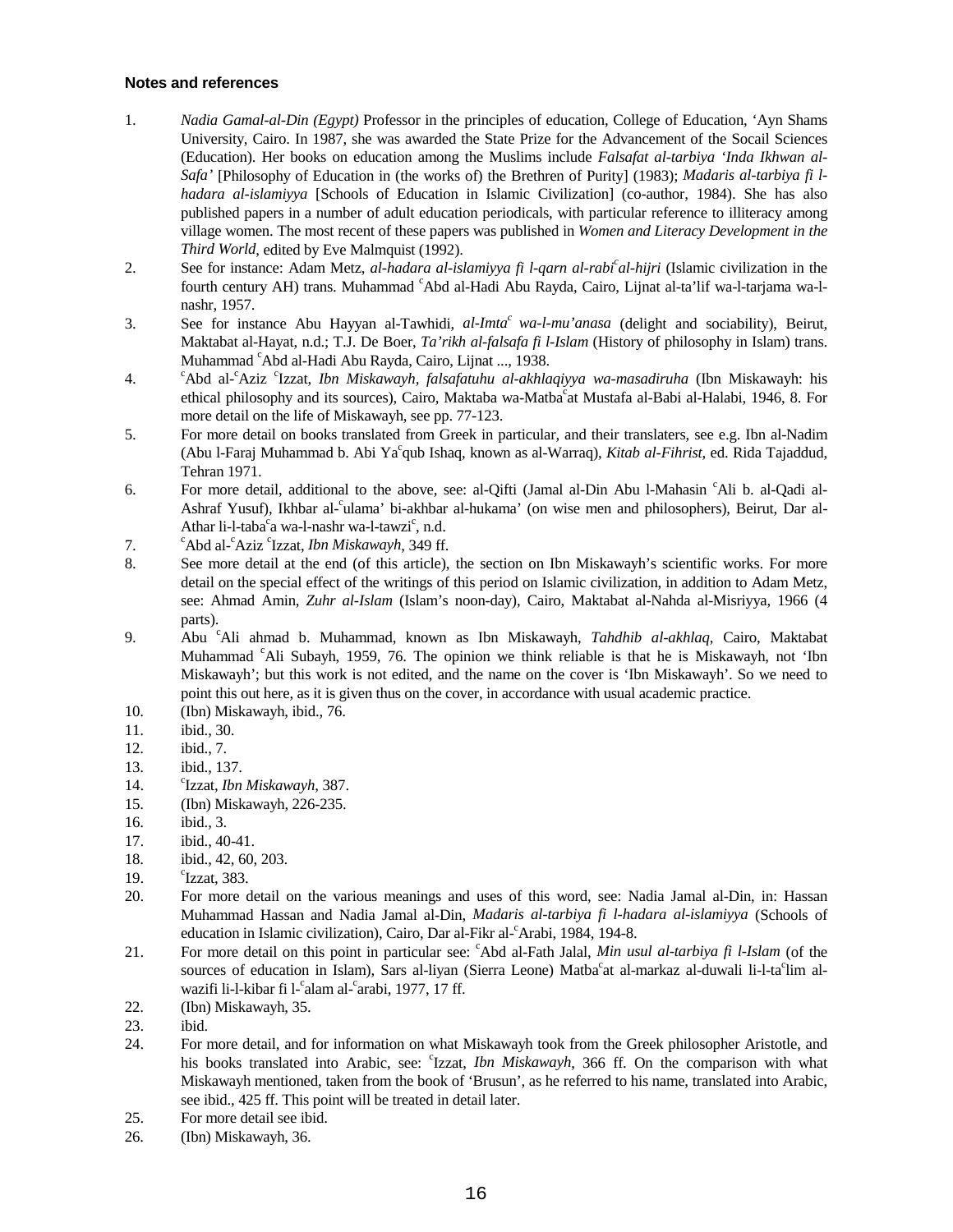**Notes and references**

1. *Nadia Gamal-al-Din (Egypt)* Professor in the principles of education, College of Education, 'Ayn Shams University, Cairo. In 1987, she was awarded the State Prize for the Advancement of the Socail Sciences (Education). Her books on education among the Muslims include *Falsafat al-tarbiya 'Inda Ikhwan al-Safa'* [Philosophy of Education in (the works of) the Brethren of Purity] (1983); *Madaris al-tarbiya fi l-hadara al-islamiyya* [Schools of Education in Islamic Civilization] (co-author, 1984). She has also published papers in a number of adult education periodicals, with particular reference to illiteracy among village women. The most recent of these papers was published in *Women and Literacy Development in the Third World*, edited by Eve Malmquist (1992).
2. See for instance: Adam Metz, *al-hadara al-islamiyya fi l-qarn al-rabi*[c]*al-hijri* (Islamic civilization in the fourth century AH) trans. Muhammad [c]Abd al-Hadi Abu Rayda, Cairo, Lijnat al-ta'lif wa-l-tarjama wa-l-nashr, 1957.
3. See for instance Abu Hayyan al-Tawhidi, *al-Imta*[c] *wa-l-mu'anasa* (delight and sociability), Beirut, Maktabat al-Hayat, n.d.; T.J. De Boer, *Ta'rikh al-falsafa fi l-Islam* (History of philosophy in Islam) trans. Muhammad [c]Abd al-Hadi Abu Rayda, Cairo, Lijnat ..., 1938.
4. [c]Abd al-[c]Aziz [c]Izzat, *Ibn Miskawayh, falsafatuhu al-akhlaqiyya wa-masadiruha* (Ibn Miskawayh: his ethical philosophy and its sources), Cairo, Maktaba wa-Matba[c]at Mustafa al-Babi al-Halabi, 1946, 8. For more detail on the life of Miskawayh, see pp. 77-123.
5. For more detail on books translated from Greek in particular, and their translaters, see e.g. Ibn al-Nadim (Abu l-Faraj Muhammad b. Abi Ya[c]qub Ishaq, known as al-Warraq), *Kitab al-Fihrist*, ed. Rida Tajaddud, Tehran 1971.
6. For more detail, additional to the above, see: al-Qifti (Jamal al-Din Abu l-Mahasin [c]Ali b. al-Qadi al-Ashraf Yusuf), Ikhbar al-[c]ulama' bi-akhbar al-hukama' (on wise men and philosophers), Beirut, Dar al-Athar li-l-taba[c]a wa-l-nashr wa-l-tawzi[c], n.d.
7. [c]Abd al-[c]Aziz [c]Izzat, *Ibn Miskawayh*, 349 ff.
8. See more detail at the end (of this article), the section on Ibn Miskawayh's scientific works. For more detail on the special effect of the writings of this period on Islamic civilization, in addition to Adam Metz, see: Ahmad Amin, *Zuhr al-Islam* (Islam's noon-day), Cairo, Maktabat al-Nahda al-Misriyya, 1966 (4 parts).
9. Abu [c]Ali ahmad b. Muhammad, known as Ibn Miskawayh, *Tahdhib al-akhlaq*, Cairo, Maktabat Muhammad [c]Ali Subayh, 1959, 76. The opinion we think reliable is that he is Miskawayh, not 'Ibn Miskawayh'; but this work is not edited, and the name on the cover is 'Ibn Miskawayh'. So we need to point this out here, as it is given thus on the cover, in accordance with usual academic practice.
10. (Ibn) Miskawayh, ibid., 76.
11. ibid., 30.
12. ibid., 7.
13. ibid., 137.
14. [c]Izzat, *Ibn Miskawayh*, 387.
15. (Ibn) Miskawayh, 226-235.
16. ibid., 3.
17. ibid., 40-41.
18. ibid., 42, 60, 203.
19. [c]Izzat, 383.
20. For more detail on the various meanings and uses of this word, see: Nadia Jamal al-Din, in: Hassan Muhammad Hassan and Nadia Jamal al-Din, *Madaris al-tarbiya fi l-hadara al-islamiyya* (Schools of education in Islamic civilization), Cairo, Dar al-Fikr al-[c]Arabi, 1984, 194-8.
21. For more detail on this point in particular see: [c]Abd al-Fath Jalal, *Min usul al-tarbiya fi l-Islam* (of the sources of education in Islam), Sars al-liyan (Sierra Leone) Matba[c]at al-markaz al-duwali li-l-ta[c]lim al-wazifi li-l-kibar fi l-[c]alam al-[c]arabi, 1977, 17 ff.
22. (Ibn) Miskawayh, 35.
23. ibid.
24. For more detail, and for information on what Miskawayh took from the Greek philosopher Aristotle, and his books translated into Arabic, see: [c]Izzat, *Ibn Miskawayh*, 366 ff. On the comparison with what Miskawayh mentioned, taken from the book of 'Brusun', as he referred to his name, translated into Arabic, see ibid., 425 ff. This point will be treated in detail later.
25. For more detail see ibid.
26. (Ibn) Miskawayh, 36.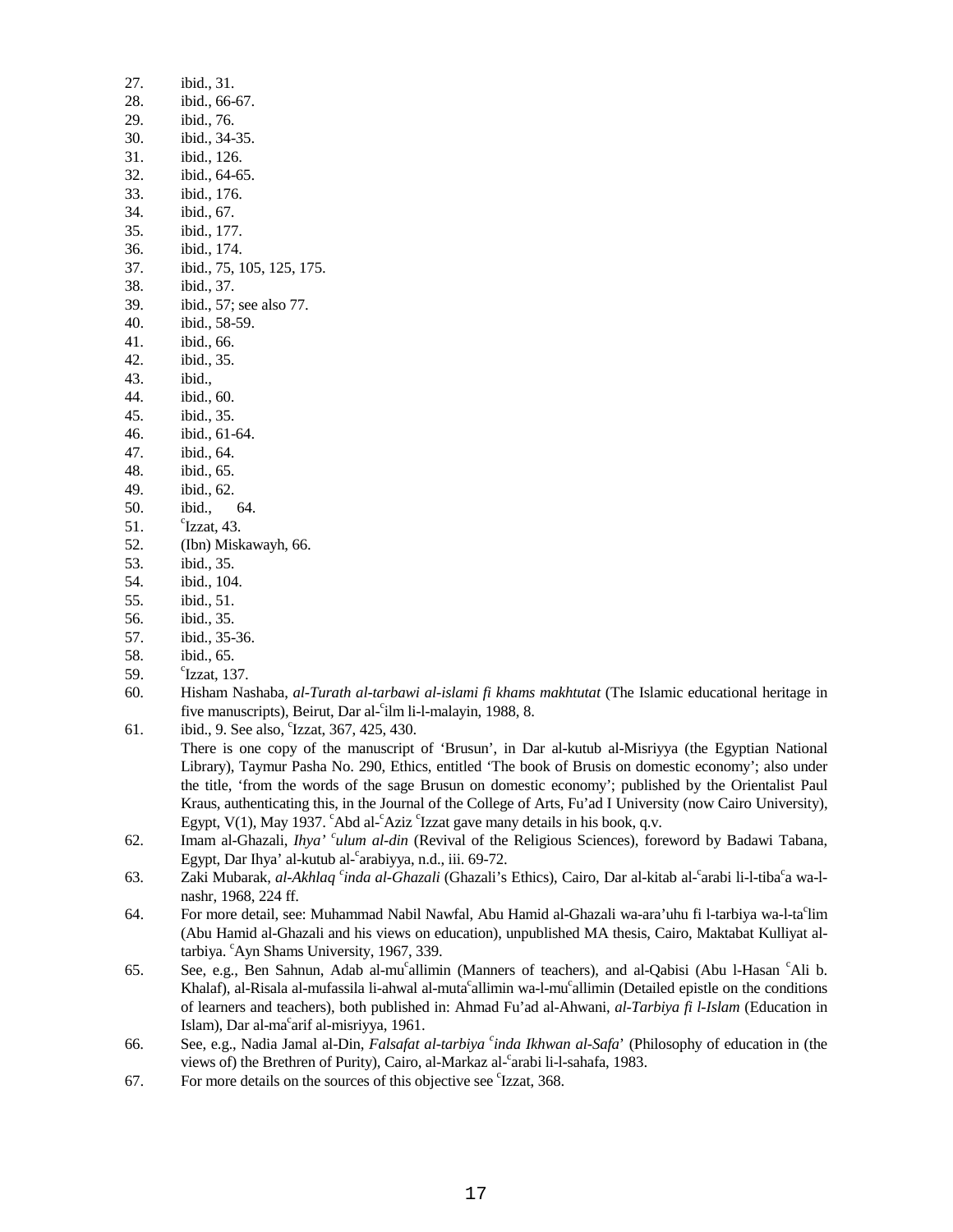27. ibid., 31.
28. ibid., 66-67.
29. ibid., 76.
30. ibid., 34-35.
31. ibid., 126.
32. ibid., 64-65.
33. ibid., 176.
34. ibid., 67.
35. ibid., 177.
36. ibid., 174.
37. ibid., 75, 105, 125, 175.
38. ibid., 37.
39. ibid., 57; see also 77.
40. ibid., 58-59.
41. ibid., 66.
42. ibid., 35.
43. ibid.,
44. ibid., 60.
45. ibid., 35.
46. ibid., 61-64.
47. ibid., 64.
48. ibid., 65.
49. ibid., 62.
50. ibid., 64.
51. ᶜIzzat, 43.
52. (Ibn) Miskawayh, 66.
53. ibid., 35.
54. ibid., 104.
55. ibid., 51.
56. ibid., 35.
57. ibid., 35-36.
58. ibid., 65.
59. ᶜIzzat, 137.
60. Hisham Nashaba, *al-Turath al-tarbawi al-islami fi khams makhtutat* (The Islamic educational heritage in five manuscripts), Beirut, Dar al-ᶜilm li-l-malayin, 1988, 8.
61. ibid., 9. See also, ᶜIzzat, 367, 425, 430.
    There is one copy of the manuscript of 'Brusun', in Dar al-kutub al-Misriyya (the Egyptian National Library), Taymur Pasha No. 290, Ethics, entitled 'The book of Brusis on domestic economy'; also under the title, 'from the words of the sage Brusun on domestic economy'; published by the Orientalist Paul Kraus, authenticating this, in the Journal of the College of Arts, Fu'ad I University (now Cairo University), Egypt, V(1), May 1937. ᶜAbd al-ᶜAziz ᶜIzzat gave many details in his book, q.v.
62. Imam al-Ghazali, *Ihya' ᶜulum al-din* (Revival of the Religious Sciences), foreword by Badawi Tabana, Egypt, Dar Ihya' al-kutub al-ᶜarabiyya, n.d., iii. 69-72.
63. Zaki Mubarak, *al-Akhlaq ᶜinda al-Ghazali* (Ghazali's Ethics), Cairo, Dar al-kitab al-ᶜarabi li-l-tibaᶜa wa-l-nashr, 1968, 224 ff.
64. For more detail, see: Muhammad Nabil Nawfal, Abu Hamid al-Ghazali wa-ara'uhu fi l-tarbiya wa-l-taᶜlim (Abu Hamid al-Ghazali and his views on education), unpublished MA thesis, Cairo, Maktabat Kulliyat al-tarbiya. ᶜAyn Shams University, 1967, 339.
65. See, e.g., Ben Sahnun, Adab al-muᶜallimin (Manners of teachers), and al-Qabisi (Abu l-Hasan ᶜAli b. Khalaf), al-Risala al-mufassila li-ahwal al-mutaᶜallimin wa-l-muᶜallimin (Detailed epistle on the conditions of learners and teachers), both published in: Ahmad Fu'ad al-Ahwani, *al-Tarbiya fi l-Islam* (Education in Islam), Dar al-maᶜarif al-misriyya, 1961.
66. See, e.g., Nadia Jamal al-Din, *Falsafat al-tarbiya ᶜinda Ikhwan al-Safa*' (Philosophy of education in (the views of) the Brethren of Purity), Cairo, al-Markaz al-ᶜarabi li-l-sahafa, 1983.
67. For more details on the sources of this objective see ᶜIzzat, 368.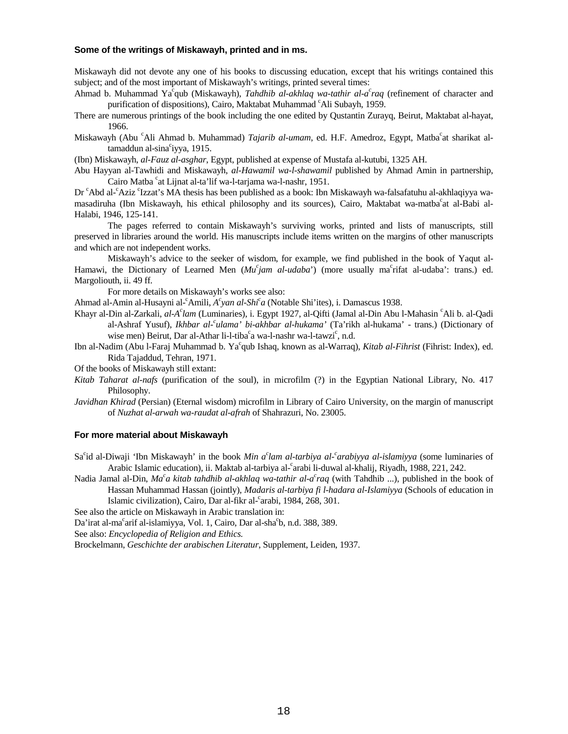### Some of the writings of Miskawayh, printed and in ms.

Miskawayh did not devote any one of his books to discussing education, except that his writings contained this subject; and of the most important of Miskawayh's writings, printed several times:

Ahmad b. Muhammad Ya<sup>c</sup>qub (Miskawayh), *Tahdhib al-akhlaq wa-tathir al-a<sup>c</sup>raq* (refinement of character and purification of dispositions), Cairo, Maktabat Muhammad <sup>c</sup>Ali Subayh, 1959.

There are numerous printings of the book including the one edited by Qustantin Zurayq, Beirut, Maktabat al-hayat, 1966.

Miskawayh (Abu <sup>c</sup>Ali Ahmad b. Muhammad) *Tajarib al-umam*, ed. H.F. Amedroz, Egypt, Matba<sup>c</sup>at sharikat al-tamaddun al-sina<sup>c</sup>iyya, 1915.

(Ibn) Miskawayh, *al-Fauz al-asghar*, Egypt, published at expense of Mustafa al-kutubi, 1325 AH.

Abu Hayyan al-Tawhidi and Miskawayh, *al-Hawamil wa-l-shawamil* published by Ahmad Amin in partnership, Cairo Matba <sup>c</sup>at Lijnat al-ta'lif wa-l-tarjama wa-l-nashr, 1951.

Dr <sup>c</sup>Abd al-<sup>c</sup>Aziz <sup>c</sup>Izzat's MA thesis has been published as a book: Ibn Miskawayh wa-falsafatuhu al-akhlaqiyya wa-masadiruha (Ibn Miskawayh, his ethical philosophy and its sources), Cairo, Maktabat wa-matba<sup>c</sup>at al-Babi al-Halabi, 1946, 125-141.

The pages referred to contain Miskawayh's surviving works, printed and lists of manuscripts, still preserved in libraries around the world. His manuscripts include items written on the margins of other manuscripts and which are not independent works.

Miskawayh's advice to the seeker of wisdom, for example, we find published in the book of Yaqut al-Hamawi, the Dictionary of Learned Men (*Mu<sup>c</sup>jam al-udaba*') (more usually ma<sup>c</sup>rifat al-udaba': trans.) ed. Margoliouth, ii. 49 ff.

For more details on Miskawayh's works see also:

Ahmad al-Amin al-Husayni al-<sup>c</sup>Amili, *A<sup>c</sup>yan al-Shi<sup>c</sup>a* (Notable Shi'ites), i. Damascus 1938.

Khayr al-Din al-Zarkali, *al-A<sup>c</sup>lam* (Luminaries), i. Egypt 1927, al-Qifti (Jamal al-Din Abu l-Mahasin <sup>c</sup>Ali b. al-Qadi al-Ashraf Yusuf), *Ikhbar al-<sup>c</sup>ulama' bi-akhbar al-hukama'* (Ta'rikh al-hukama' - trans.) (Dictionary of wise men) Beirut, Dar al-Athar li-l-tiba<sup>c</sup>a wa-l-nashr wa-l-tawzi<sup>c</sup>, n.d.

Ibn al-Nadim (Abu l-Faraj Muhammad b. Ya<sup>c</sup>qub Ishaq, known as al-Warraq), *Kitab al-Fihrist* (Fihrist: Index), ed. Rida Tajaddud, Tehran, 1971.

Of the books of Miskawayh still extant:

*Kitab Taharat al-nafs* (purification of the soul), in microfilm (?) in the Egyptian National Library, No. 417 Philosophy.

*Javidhan Khirad* (Persian) (Eternal wisdom) microfilm in Library of Cairo University, on the margin of manuscript of *Nuzhat al-arwah wa-raudat al-afrah* of Shahrazuri, No. 23005.

### For more material about Miskawayh

Sa<sup>c</sup>id al-Diwaji 'Ibn Miskawayh' in the book *Min a<sup>c</sup>lam al-tarbiya al-<sup>c</sup>arabiyya al-islamiyya* (some luminaries of Arabic Islamic education), ii. Maktab al-tarbiya al-<sup>c</sup>arabi li-duwal al-khalij, Riyadh, 1988, 221, 242.

Nadia Jamal al-Din, *Ma<sup>c</sup>a kitab tahdhib al-akhlaq wa-tathir al-a<sup>c</sup>raq* (with Tahdhib ...), published in the book of Hassan Muhammad Hassan (jointly), *Madaris al-tarbiya fi l-hadara al-Islamiyya* (Schools of education in Islamic civilization), Cairo, Dar al-fikr al-<sup>c</sup>arabi, 1984, 268, 301.

See also the article on Miskawayh in Arabic translation in:

Da'irat al-ma<sup>c</sup>arif al-islamiyya, Vol. 1, Cairo, Dar al-sha<sup>c</sup>b, n.d. 388, 389.

See also: *Encyclopedia of Religion and Ethics.*

Brockelmann, *Geschichte der arabischen Literatur*, Supplement, Leiden, 1937.